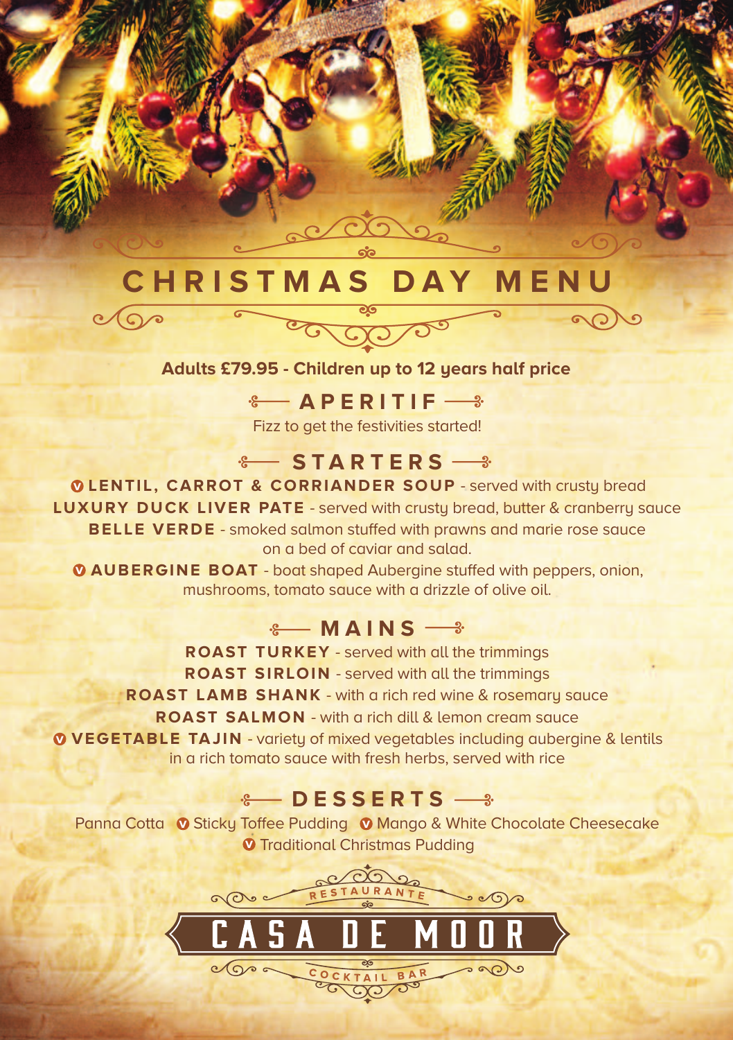# CHRISTMAS DAY MENU

**Adults £79.95 - Children up to 12 years half price**

## APERITIF

Fizz to get the festivities started!

## STARTERS

Ⓥ **LENTIL, CARROT & CORRIANDER SOUP** - served with crusty bread

**LUXURY DUCK LIVER PATE** - served with crusty bread, butter & cranberry sauce

**BELLE VERDE** - smoked salmon stuffed with prawns and marie rose sauce on a bed of caviar and salad.

Ⓥ **AUBERGINE BOAT** - boat shaped Aubergine stuffed with peppers, onion, mushrooms, tomato sauce with a drizzle of olive oil.

## MAINS

**ROAST TURKEY** - served with all the trimmings

**ROAST SIRLOIN** - served with all the trimmings

**ROAST LAMB SHANK** - with a rich red wine & rosemary sauce

**ROAST SALMON** - with a rich dill & lemon cream sauce

Ⓥ **VEGETABLE TAJIN** - variety of mixed vegetables including aubergine & lentils in a rich tomato sauce with fresh herbs, served with rice

## DESSERTS

Panna Cotta Ⓥ Sticky Toffee Pudding Ⓥ Mango & White Chocolate Cheesecake

Ⓥ Traditional Christmas Pudding

RESTAURANTE

**CASA DE MOOR**

COCKTAIL BAR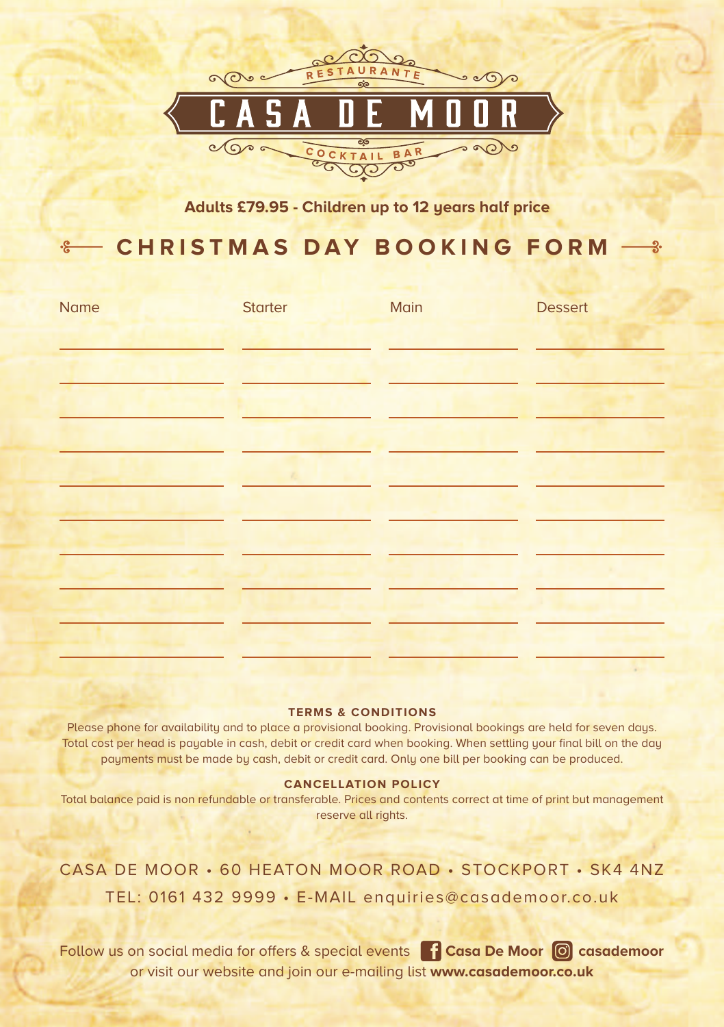RESTAURANTE

# CASA DE MOOR

COCKTAIL BAR

**Adults £79.95 - Children up to 12 years half price**

## CHRISTMAS DAY BOOKING FORM

| Name | Starter | Main | Dessert |
|---|---|---|---|
| | | | |
| | | | |
| | | | |
| | | | |
| | | | |
| | | | |
| | | | |
| | | | |
| | | | |
| | | | |

**TERMS & CONDITIONS**

Please phone for availability and to place a provisional booking. Provisional bookings are held for seven days. Total cost per head is payable in cash, debit or credit card when booking. When settling your final bill on the day payments must be made by cash, debit or credit card. Only one bill per booking can be produced.

**CANCELLATION POLICY**

Total balance paid is non refundable or transferable. Prices and contents correct at time of print but management reserve all rights.

CASA DE MOOR • 60 HEATON MOOR ROAD • STOCKPORT • SK4 4NZ

TEL: 0161 432 9999 • E-MAIL enquiries@casademoor.co.uk

Follow us on social media for offers & special events **Casa De Moor** **casademoor**
or visit our website and join our e-mailing list **www.casademoor.co.uk**